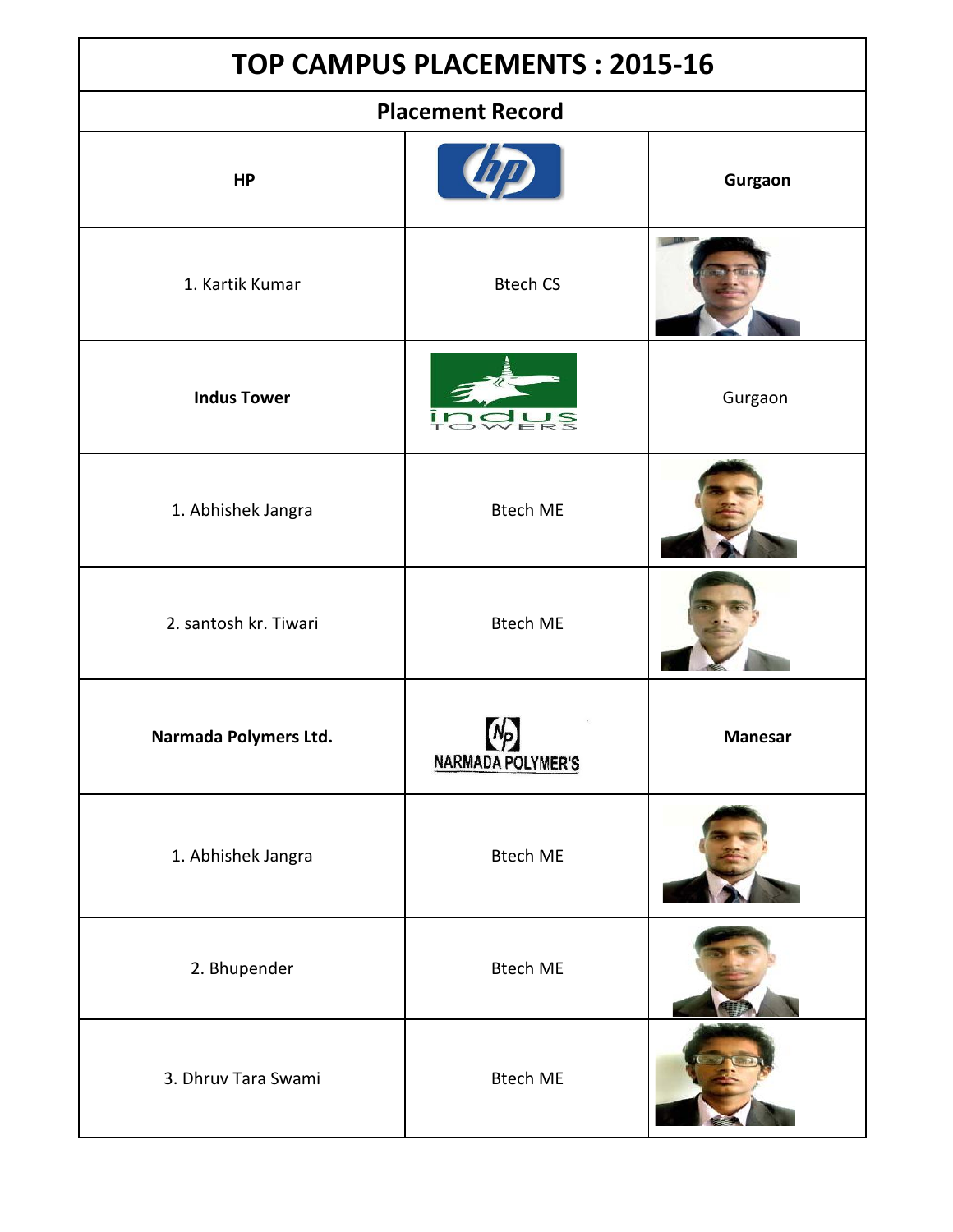# TOP CAMPUS PLACEMENTS : 2015-16

## Placement Record

| | | |
|---|---|---|
| **HP** | | **Gurgaon** |
| 1. Kartik Kumar | Btech CS | |
| **Indus Tower** | | Gurgaon |
| 1. Abhishek Jangra | Btech ME | |
| 2. santosh kr. Tiwari | Btech ME | |
| **Narmada Polymers Ltd.** | NARMADA POLYMER'S | **Manesar** |
| 1. Abhishek Jangra | Btech ME | |
| 2. Bhupender | Btech ME | |
| 3. Dhruv Tara Swami | Btech ME | |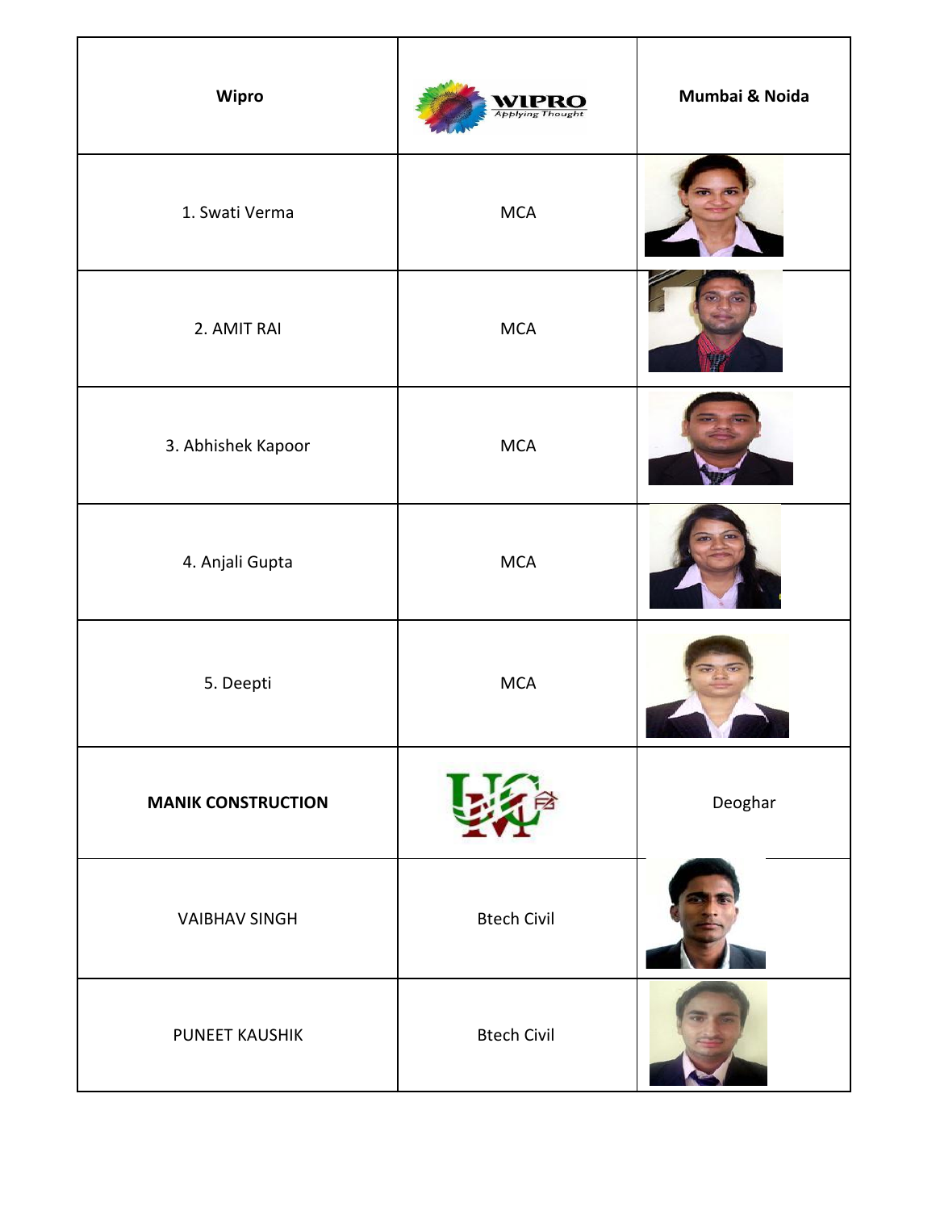| Wipro | | Mumbai & Noida |
|---|---|---|
| 1. Swati Verma | MCA | |
| 2. AMIT RAI | MCA | |
| 3. Abhishek Kapoor | MCA | |
| 4. Anjali Gupta | MCA | |
| 5. Deepti | MCA | |
| **MANIK CONSTRUCTION** | | Deoghar |
| VAIBHAV SINGH | Btech Civil | |
| PUNEET KAUSHIK | Btech Civil | |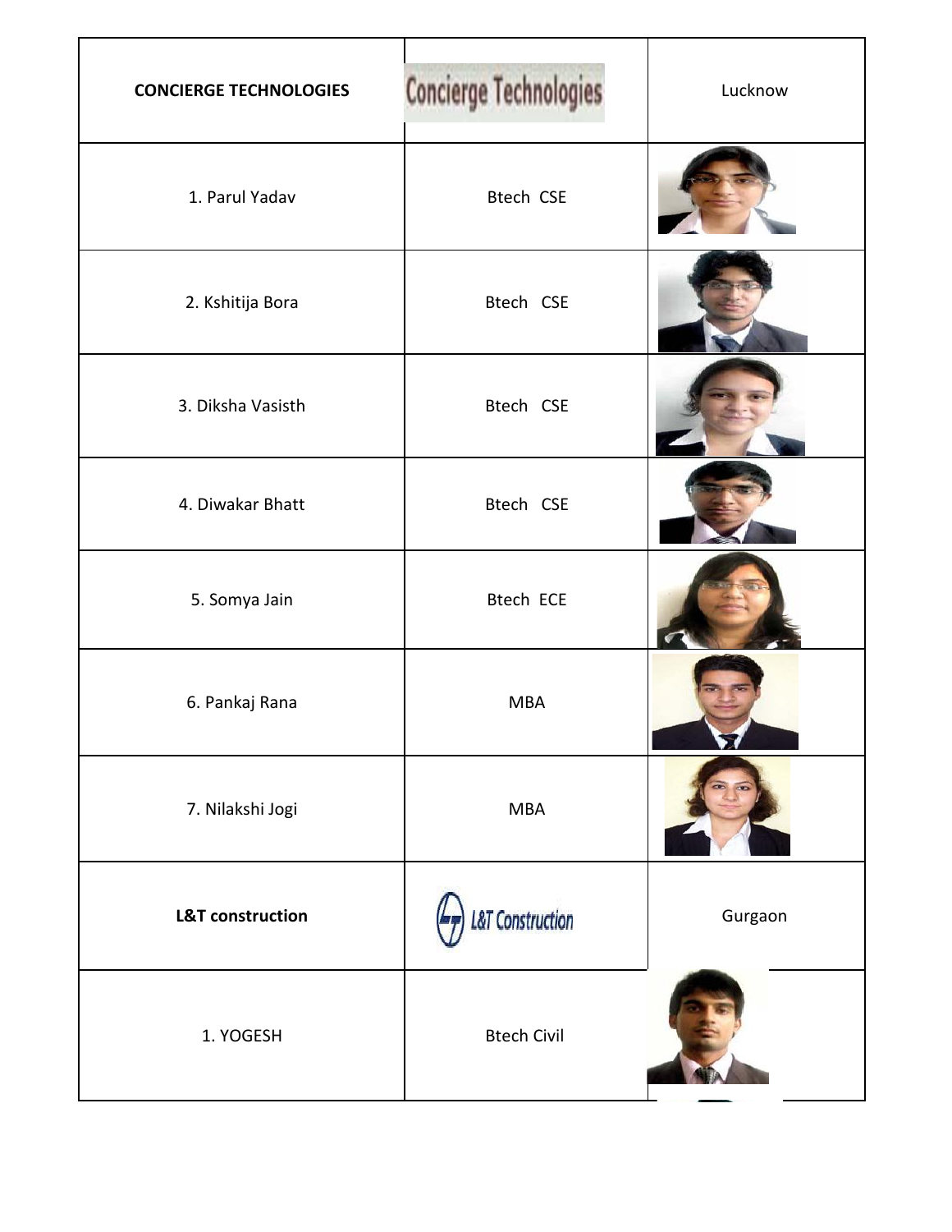| CONCIERGE TECHNOLOGIES | Concierge Technologies | Lucknow |
|---|---|---|
| 1. Parul Yadav | Btech CSE | |
| 2. Kshitija Bora | Btech CSE | |
| 3. Diksha Vasisth | Btech CSE | |
| 4. Diwakar Bhatt | Btech CSE | |
| 5. Somya Jain | Btech ECE | |
| 6. Pankaj Rana | MBA | |
| 7. Nilakshi Jogi | MBA | |
| **L&T construction** | L&T Construction | Gurgaon |
| 1. YOGESH | Btech Civil | |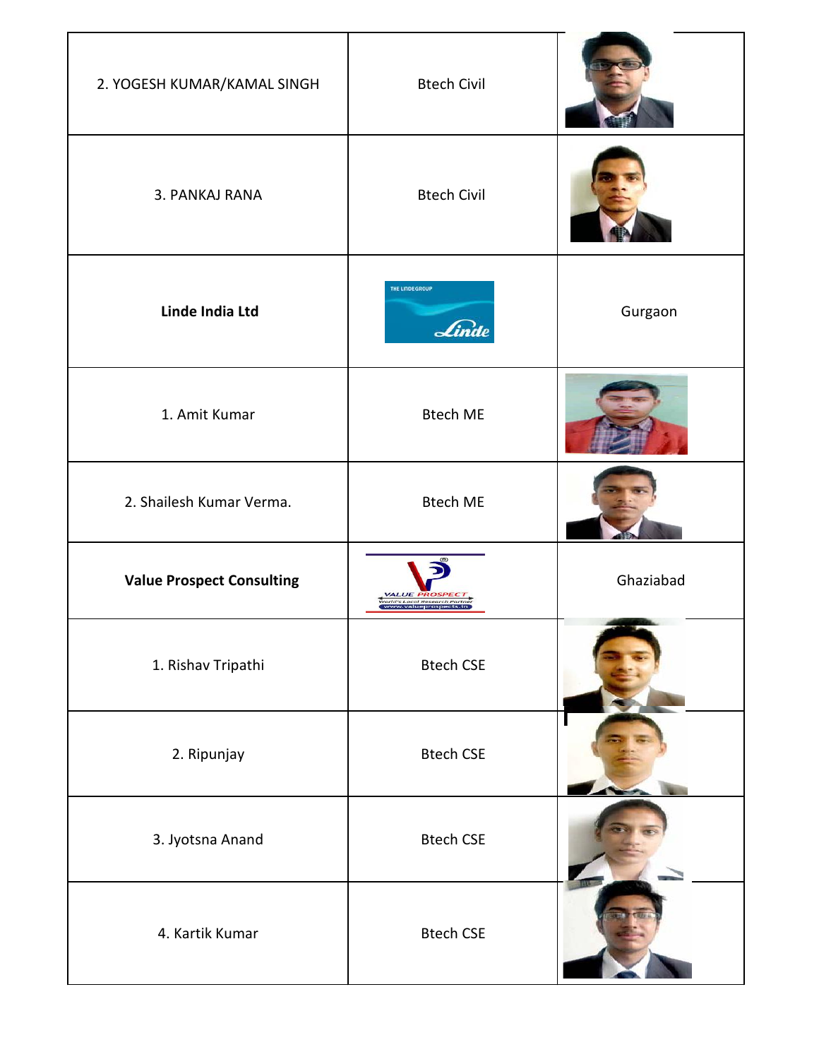| | | |
|---|---|---|
| 2. YOGESH KUMAR/KAMAL SINGH | Btech Civil | |
| 3. PANKAJ RANA | Btech Civil | |
| **Linde India Ltd** | | Gurgaon |
| 1. Amit Kumar | Btech ME | |
| 2. Shailesh Kumar Verma. | Btech ME | |
| **Value Prospect Consulting** | | Ghaziabad |
| 1. Rishav Tripathi | Btech CSE | |
| 2. Ripunjay | Btech CSE | |
| 3. Jyotsna Anand | Btech CSE | |
| 4. Kartik Kumar | Btech CSE | |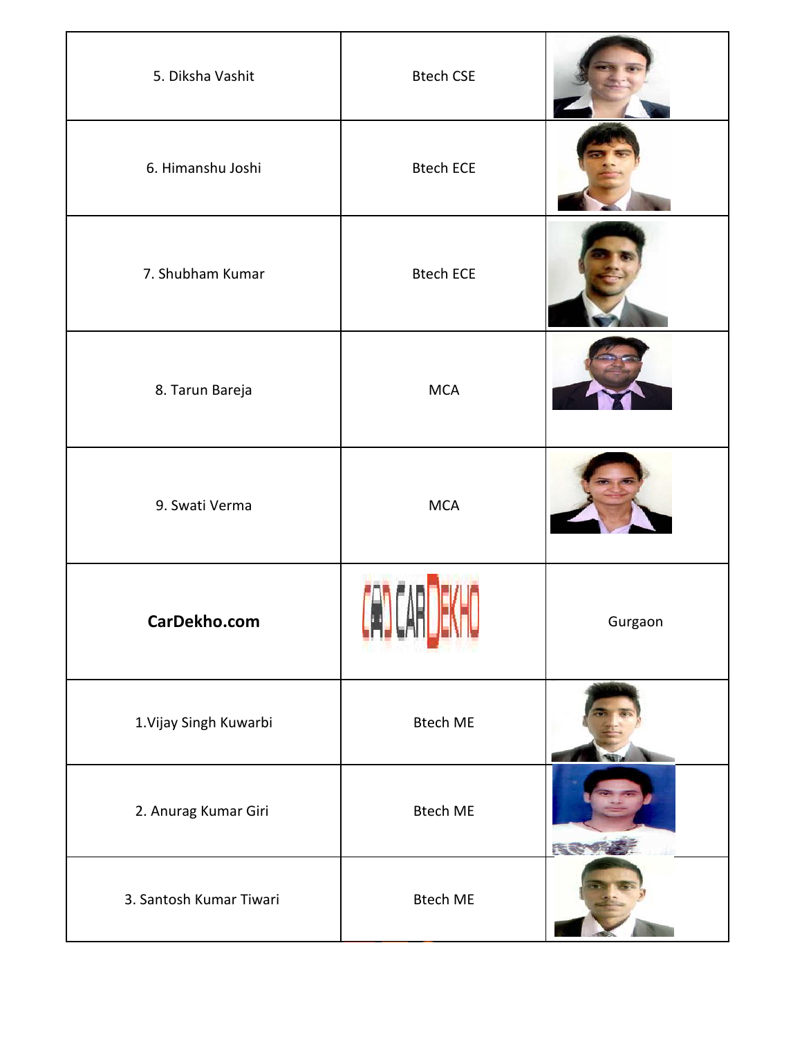| | | |
|---|---|---|
| 5. Diksha Vashit | Btech CSE | |
| 6. Himanshu Joshi | Btech ECE | |
| 7. Shubham Kumar | Btech ECE | |
| 8. Tarun Bareja | MCA | |
| 9. Swati Verma | MCA | |
| **CarDekho.com** | | Gurgaon |
| 1.Vijay Singh Kuwarbi | Btech ME | |
| 2. Anurag Kumar Giri | Btech ME | |
| 3. Santosh Kumar Tiwari | Btech ME | |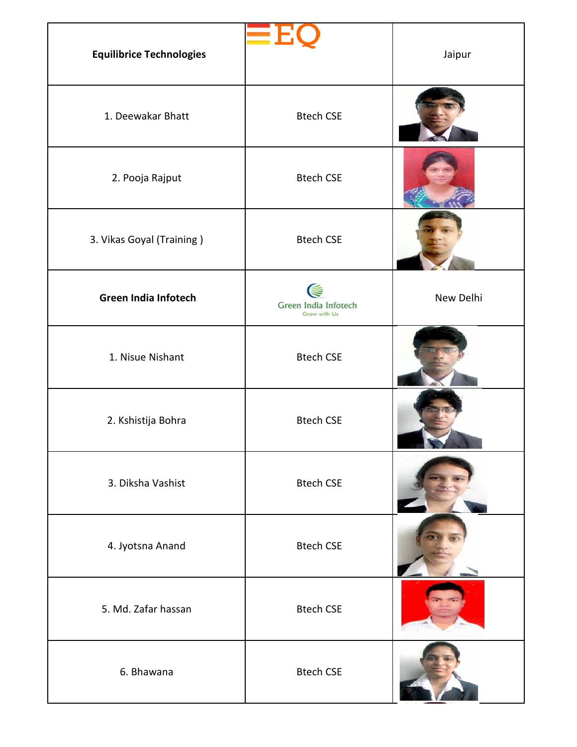| **Equilibrice Technologies** | EQ | Jaipur |
|---|---|---|
| 1. Deewakar Bhatt | Btech CSE | |
| 2. Pooja Rajput | Btech CSE | |
| 3. Vikas Goyal (Training ) | Btech CSE | |
| **Green India Infotech** | Green India Infotech Grow with Us | New Delhi |
| 1. Nisue Nishant | Btech CSE | |
| 2. Kshistija Bohra | Btech CSE | |
| 3. Diksha Vashist | Btech CSE | |
| 4. Jyotsna Anand | Btech CSE | |
| 5. Md. Zafar hassan | Btech CSE | |
| 6. Bhawana | Btech CSE | |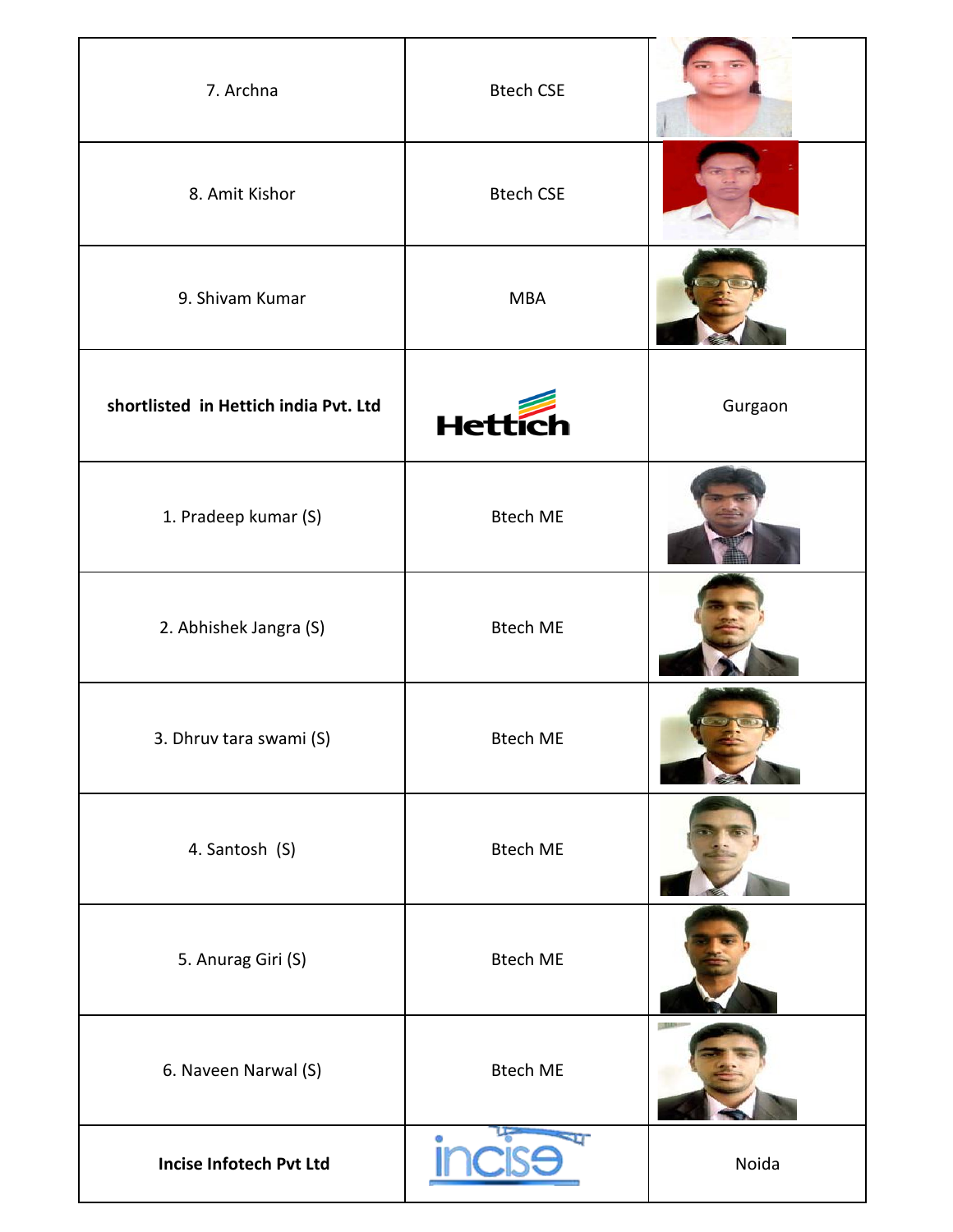| | | |
|---|---|---|
| 7. Archna | Btech CSE | |
| 8. Amit Kishor | Btech CSE | |
| 9. Shivam Kumar | MBA | |
| **shortlisted in Hettich india Pvt. Ltd** | Hettich | Gurgaon |
| 1. Pradeep kumar (S) | Btech ME | |
| 2. Abhishek Jangra (S) | Btech ME | |
| 3. Dhruv tara swami (S) | Btech ME | |
| 4. Santosh (S) | Btech ME | |
| 5. Anurag Giri (S) | Btech ME | |
| 6. Naveen Narwal (S) | Btech ME | |
| **Incise Infotech Pvt Ltd** | incise | Noida |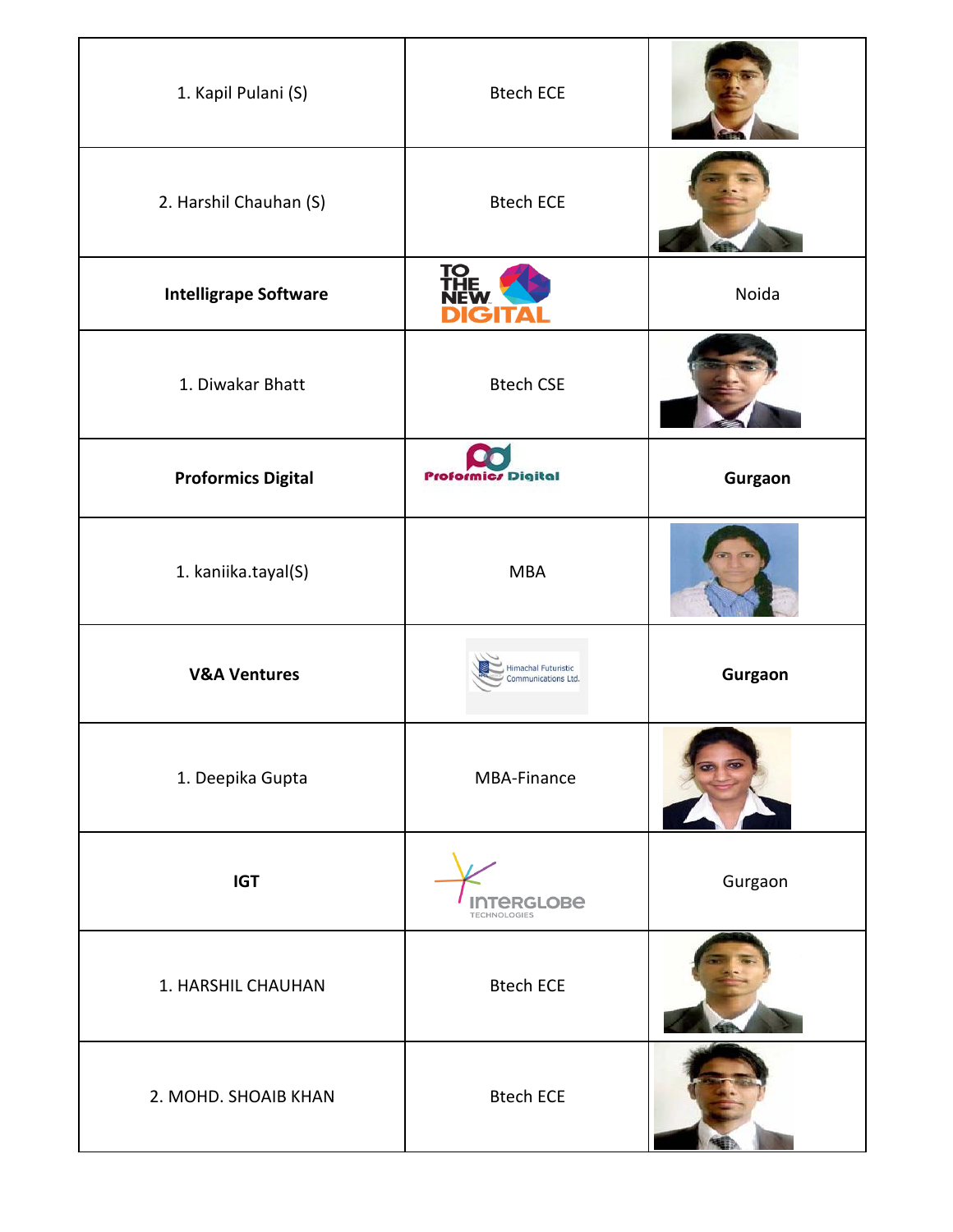| | | |
|---|---|---|
| 1. Kapil Pulani (S) | Btech ECE | |
| 2. Harshil Chauhan (S) | Btech ECE | |
| **Intelligrape Software** | TO THE NEW DIGITAL | Noida |
| 1. Diwakar Bhatt | Btech CSE | |
| **Proformics Digital** | Proformics Digital | **Gurgaon** |
| 1. kaniika.tayal(S) | MBA | |
| **V&A Ventures** | Himachal Futuristic Communications Ltd. | **Gurgaon** |
| 1. Deepika Gupta | MBA-Finance | |
| **IGT** | INTERGLOBE TECHNOLOGIES | Gurgaon |
| 1. HARSHIL CHAUHAN | Btech ECE | |
| 2. MOHD. SHOAIB KHAN | Btech ECE | |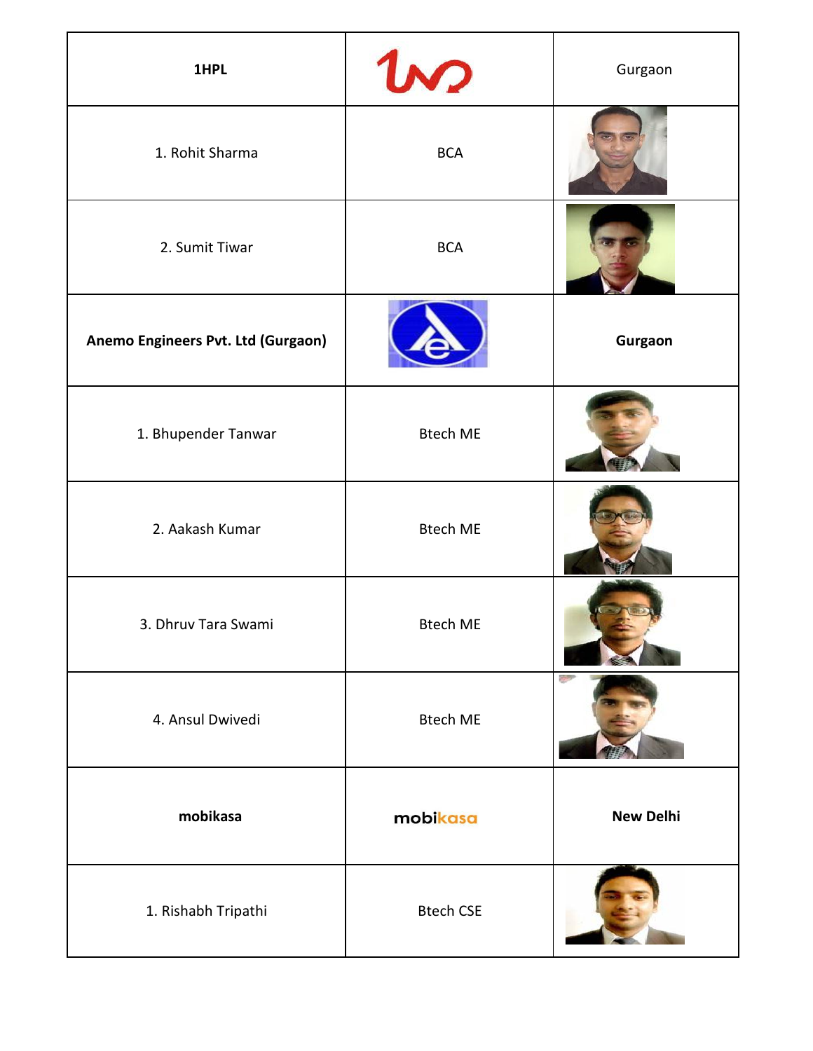| 1HPL | | Gurgaon |
| --- | --- | --- |
| 1. Rohit Sharma | BCA | |
| 2. Sumit Tiwar | BCA | |
| **Anemo Engineers Pvt. Ltd (Gurgaon)** | | **Gurgaon** |
| 1. Bhupender Tanwar | Btech ME | |
| 2. Aakash Kumar | Btech ME | |
| 3. Dhruv Tara Swami | Btech ME | |
| 4. Ansul Dwivedi | Btech ME | |
| **mobikasa** | mobikasa | **New Delhi** |
| 1. Rishabh Tripathi | Btech CSE | |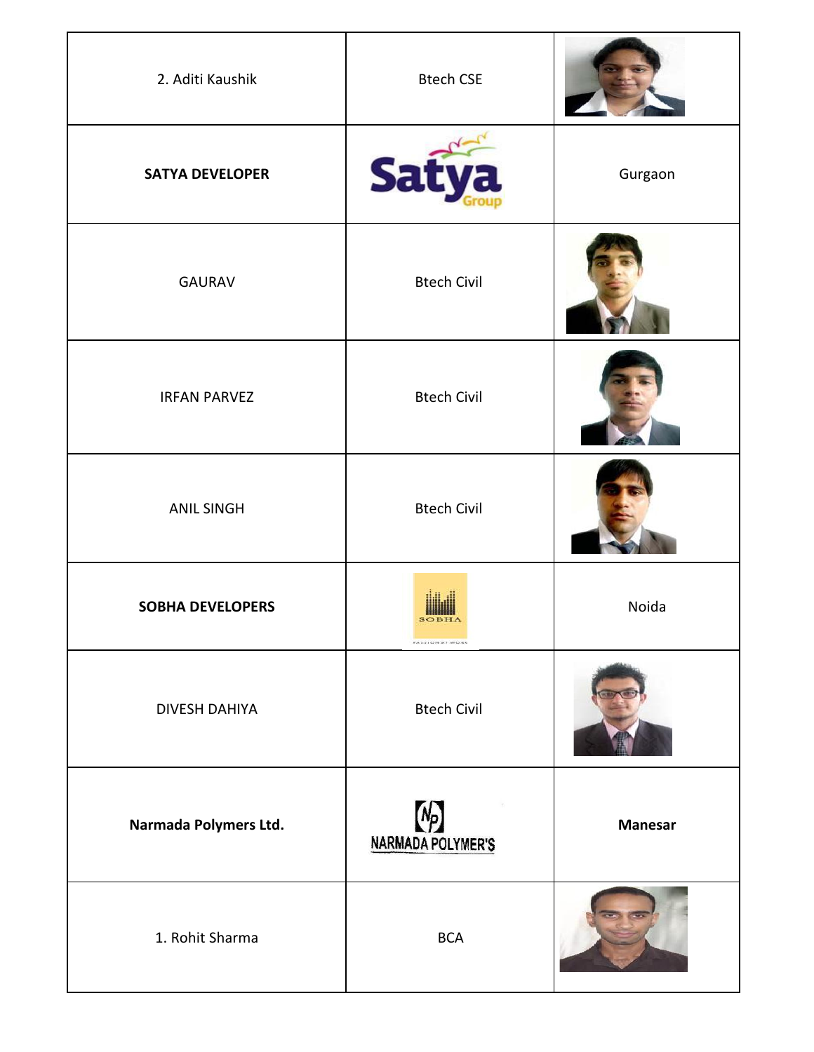| | | |
|---|---|---|
| 2. Aditi Kaushik | Btech CSE | |
| **SATYA DEVELOPER** | | Gurgaon |
| GAURAV | Btech Civil | |
| IRFAN PARVEZ | Btech Civil | |
| ANIL SINGH | Btech Civil | |
| **SOBHA DEVELOPERS** | | Noida |
| DIVESH DAHIYA | Btech Civil | |
| **Narmada Polymers Ltd.** | | **Manesar** |
| 1. Rohit Sharma | BCA | |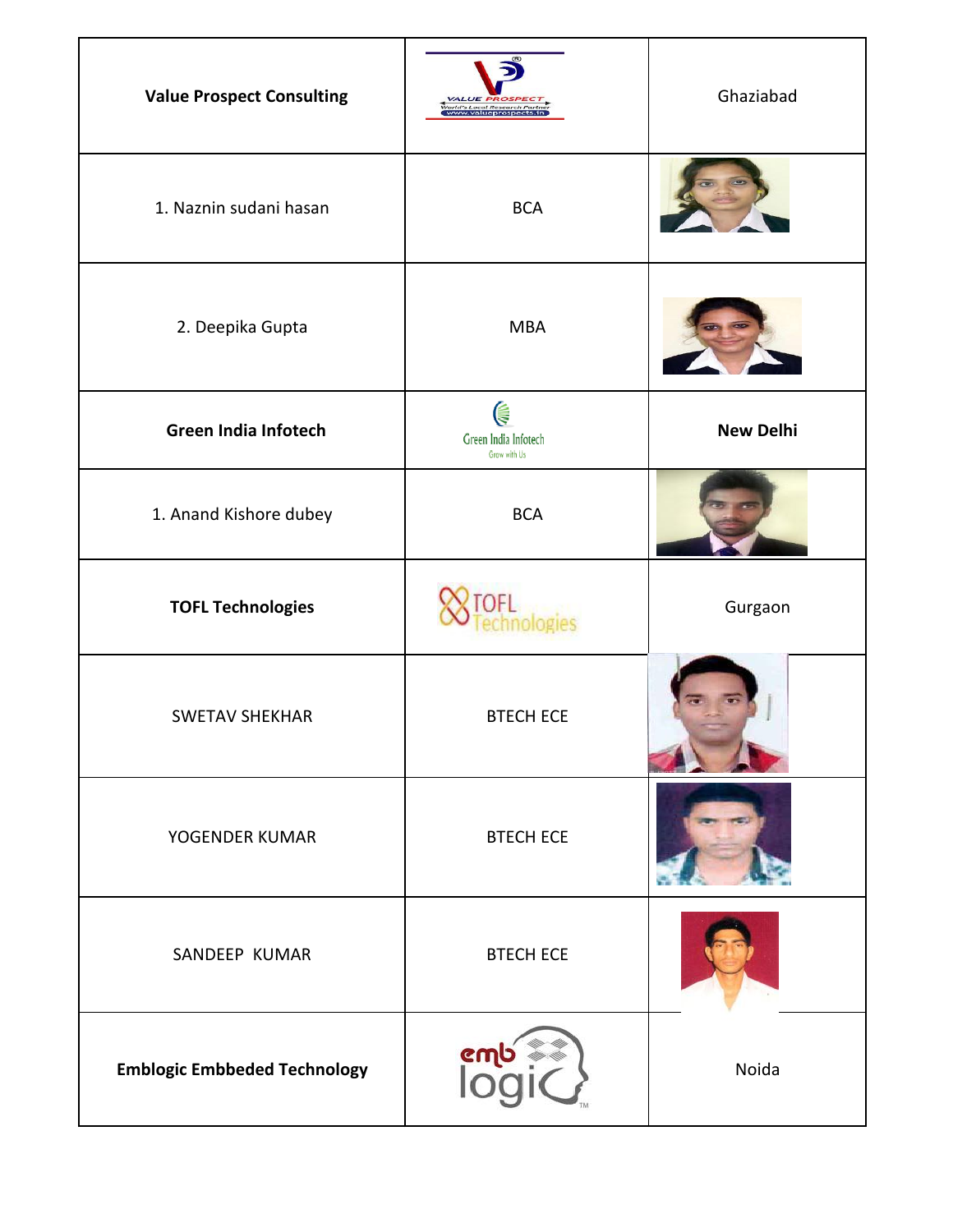| **Value Prospect Consulting** | | Ghaziabad |
|---|---|---|
| 1. Naznin sudani hasan | BCA | |
| 2. Deepika Gupta | MBA | |
| **Green India Infotech** | Green India Infotech Grow with Us | **New Delhi** |
| 1. Anand Kishore dubey | BCA | |
| **TOFL Technologies** | TOFL Technologies | Gurgaon |
| SWETAV SHEKHAR | BTECH ECE | |
| YOGENDER KUMAR | BTECH ECE | |
| SANDEEP KUMAR | BTECH ECE | |
| **Emblogic Embbeded Technology** | emb logic | Noida |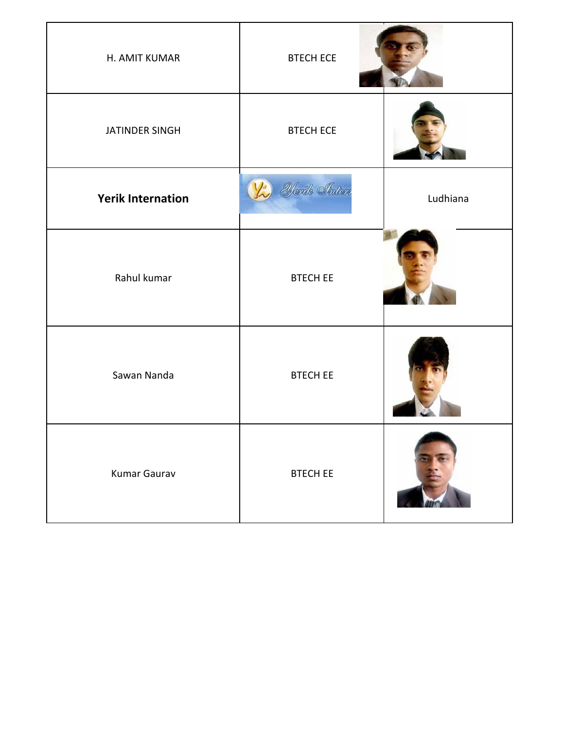| | | |
|---|---|---|
| H. AMIT KUMAR | BTECH ECE | |
| JATINDER SINGH | BTECH ECE | |
| **Yerik Internation** | | Ludhiana |
| Rahul kumar | BTECH EE | |
| Sawan Nanda | BTECH EE | |
| Kumar Gaurav | BTECH EE | |